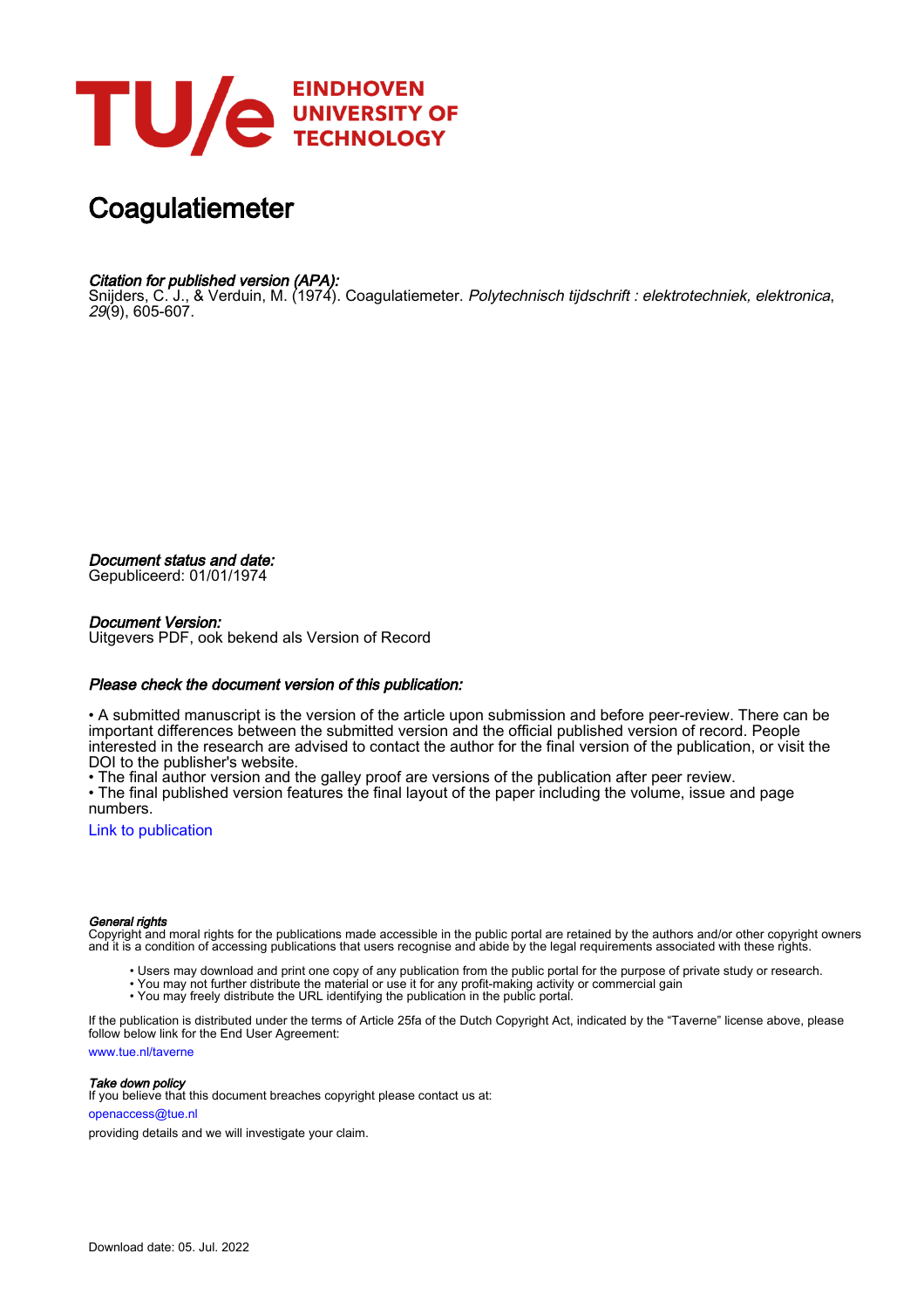# Coagulatiemeter

*Citation for published version (APA):*
Snijders, C. J., & Verduin, M. (1974). Coagulatiemeter. *Polytechnisch tijdschrift : elektrotechniek, elektronica*, *29*(9), 605-607.

*Document status and date:*
Gepubliceerd: 01/01/1974

*Document Version:*
Uitgevers PDF, ook bekend als Version of Record

*Please check the document version of this publication:*

• A submitted manuscript is the version of the article upon submission and before peer-review. There can be important differences between the submitted version and the official published version of record. People interested in the research are advised to contact the author for the final version of the publication, or visit the DOI to the publisher's website.
• The final author version and the galley proof are versions of the publication after peer review.
• The final published version features the final layout of the paper including the volume, issue and page numbers.

Link to publication

*General rights*
Copyright and moral rights for the publications made accessible in the public portal are retained by the authors and/or other copyright owners and it is a condition of accessing publications that users recognise and abide by the legal requirements associated with these rights.

- Users may download and print one copy of any publication from the public portal for the purpose of private study or research.
- You may not further distribute the material or use it for any profit-making activity or commercial gain
- You may freely distribute the URL identifying the publication in the public portal.

If the publication is distributed under the terms of Article 25fa of the Dutch Copyright Act, indicated by the "Taverne" license above, please follow below link for the End User Agreement:

www.tue.nl/taverne

*Take down policy*
If you believe that this document breaches copyright please contact us at:

openaccess@tue.nl

providing details and we will investigate your claim.

Download date: 05. Jul. 2022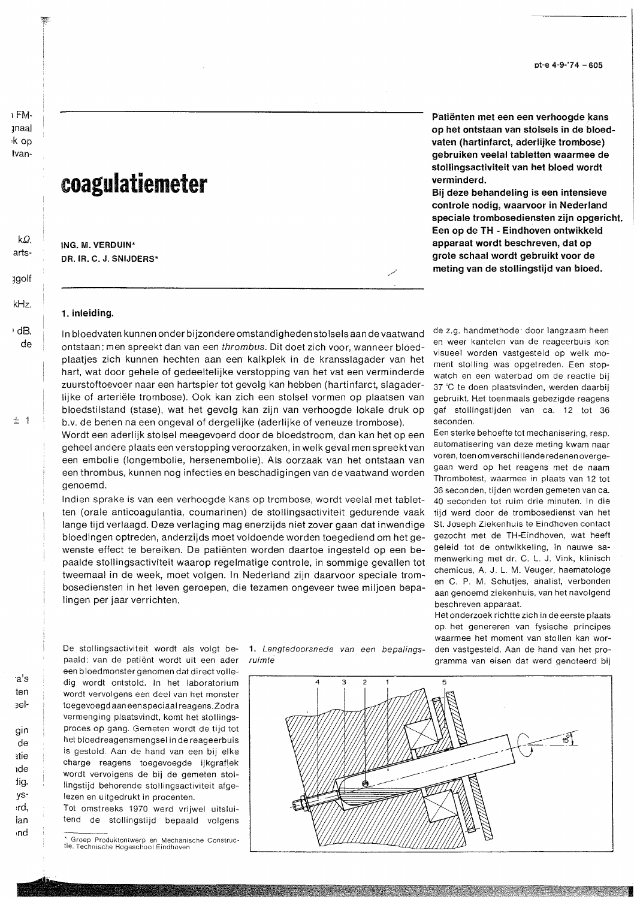# coagulatiemeter

**ING. M. VERDUIN***
**DR. IR. C. J. SNIJDERS***

**Patiënten met een een verhoogde kans op het ontstaan van stolsels in de bloedvaten (hartinfarct, aderlijke trombose) gebruiken veelal tabletten waarmee de stollingsactiviteit van het bloed wordt verminderd.**
**Bij deze behandeling is een intensieve controle nodig, waarvoor in Nederland speciale trombosediensten zijn opgericht. Een op de TH - Eindhoven ontwikkeld apparaat wordt beschreven, dat op grote schaal wordt gebruikt voor de meting van de stollingstijd van bloed.**

## 1. inleiding.

In bloedvaten kunnen onder bijzondere omstandigheden stolsels aan de vaatwand ontstaan; men spreekt dan van een *thrombus*. Dit doet zich voor, wanneer bloedplaatjes zich kunnen hechten aan een kalkplek in de kransslagader van het hart, wat door gehele of gedeeltelijke verstopping van het vat een verminderde zuurstoftoevoer naar een hartspier tot gevolg kan hebben (hartinfarct, slagaderlijke of arteriële trombose). Ook kan zich een stolsel vormen op plaatsen van bloedstilstand (stase), wat het gevolg kan zijn van verhoogde lokale druk op b.v. de benen na een ongeval of dergelijke (aderlijke of veneuze trombose).
Wordt een aderlijk stolsel meegevoerd door de bloedstroom, dan kan het op een geheel andere plaats een verstopping veroorzaken, in welk geval men spreekt van een embolie (longembolie, hersenembolie). Als oorzaak van het ontstaan van een thrombus, kunnen nog infecties en beschadigingen van de vaatwand worden genoemd.
Indien sprake is van een verhoogde kans op trombose, wordt veelal met tabletten (orale anticoagulantia, coumarinen) de stollingsactiviteit gedurende vaak lange tijd verlaagd. Deze verlaging mag enerzijds niet zover gaan dat inwendige bloedingen optreden, anderzijds moet voldoende worden toegediend om het gewenste effect te bereiken. De patiënten worden daartoe ingesteld op een bepaalde stollingsactiviteit waarop regelmatige controle, in sommige gevallen tot tweemaal in de week, moet volgen. In Nederland zijn daarvoor speciale trombosediensten in het leven geroepen, die tezamen ongeveer twee miljoen bepalingen per jaar verrichten.

De stollingsactiviteit wordt als volgt bepaald: van de patiënt wordt uit een ader een bloedmonster genomen dat direct volledig wordt ontstold. In het laboratorium wordt vervolgens een deel van het monster toegevoegd aan een speciaal reagens. Zodra vermenging plaatsvindt, komt het stollingsproces op gang. Gemeten wordt de tijd tot het bloedreagensmengsel in de reageerbuis is gestold. Aan de hand van een bij elke charge reagens toegevoegde ijkgrafiek wordt vervolgens de bij de gemeten stollingstijd behorende stollingsactiviteit afgelezen en uitgedrukt in procenten.
Tot omstreeks 1970 werd vrijwel uitsluitend de stollingstijd bepaald volgens de z.g. handmethode: door langzaam heen en weer kantelen van de reageerbuis kon visueel worden vastgesteld op welk moment stolling was opgetreden. Een stopwatch en een waterbad om de reactie bij 37 °C te doen plaatsvinden, werden daarbij gebruikt. Het toenmaals gebezigde reagens gaf stollingstijden van ca. 12 tot 36 seconden.
Een sterke behoefte tot mechanisering, resp. automatisering van deze meting kwam naar voren, toen om verschillende redenen overgegaan werd op het reagens met de naam Thrombotest, waarmee in plaats van 12 tot 36 seconden, tijden worden gemeten van ca. 40 seconden tot ruim drie minuten. In die tijd werd door de trombosedienst van het St. Joseph Ziekenhuis te Eindhoven contact gezocht met de TH-Eindhoven, wat heeft geleid tot de ontwikkeling, in nauwe samenwerking met dr. C. L. J. Vink, klinisch chemicus, A. J. L. M. Veuger, haematologe en C. P. M. Schutjes, analist, verbonden aan genoemd ziekenhuis, van het navolgend beschreven apparaat.
Het onderzoek richtte zich in de eerste plaats op het genereren van fysische principes waarmee het moment van stollen kan worden vastgesteld. Aan de hand van het programma van eisen dat werd genoteerd bij

*1. Lengtedoorsnede van een bepalingsruimte*

\* Groep Produktontwerp en Mechanische Constructie, Technische Hogeschool Eindhoven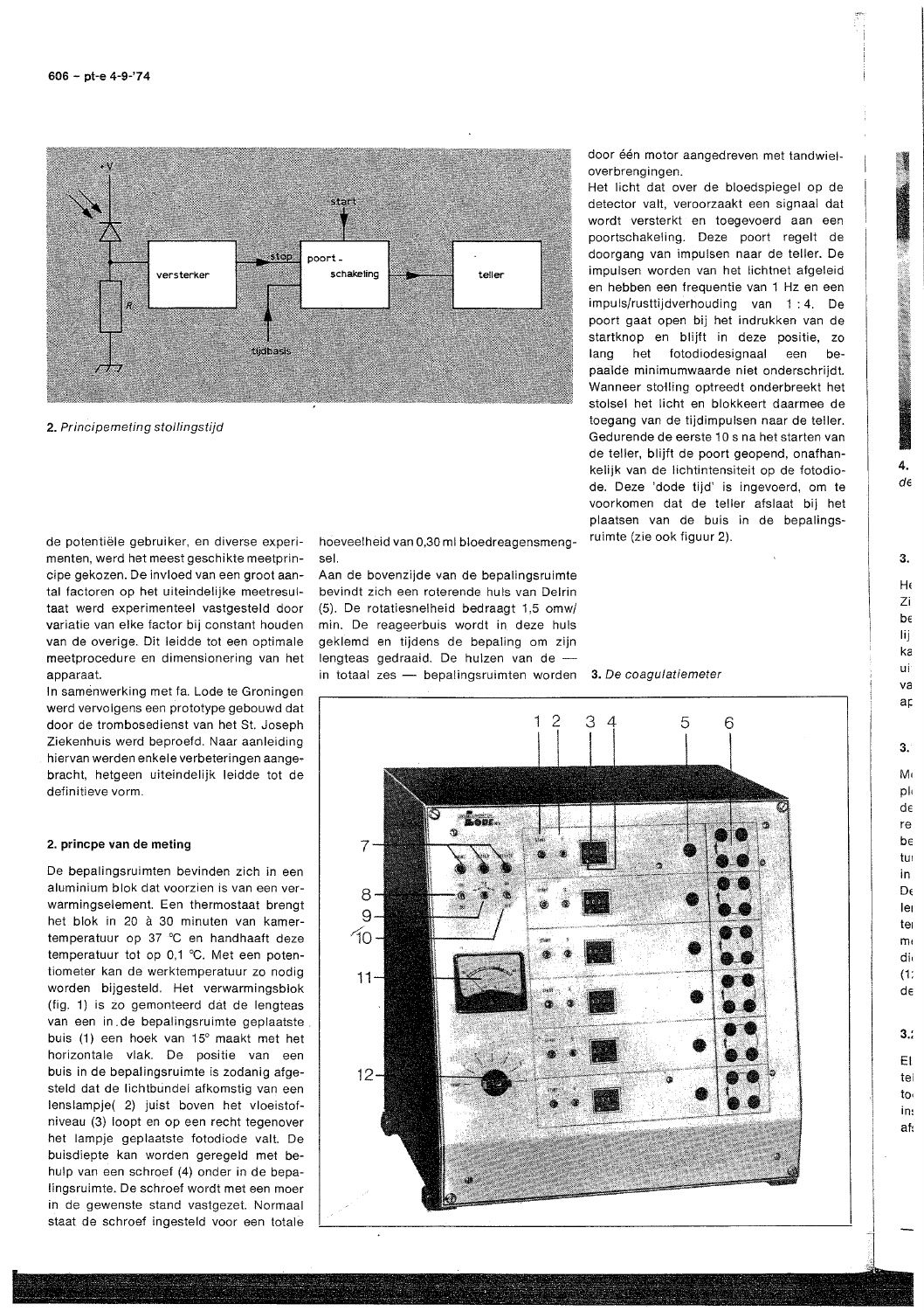2. *Principemeting stollingstijd*

de potentiële gebruiker, en diverse experimenten, werd het meest geschikte meetprincipe gekozen. De invloed van een groot aantal factoren op het uiteindelijke meetresultaat werd experimenteel vastgesteld door variatie van elke factor bij constant houden van de overige. Dit leidde tot een optimale meetprocedure en dimensionering van het apparaat.

In samenwerking met fa. Lode te Groningen werd vervolgens een prototype gebouwd dat door de trombosedienst van het St. Joseph Ziekenhuis werd beproefd. Naar aanleiding hiervan werden enkele verbeteringen aangebracht, hetgeen uiteindelijk leidde tot de definitieve vorm.

## 2. princpe van de meting

De bepalingsruimten bevinden zich in een aluminium blok dat voorzien is van een verwarmingselement. Een thermostaat brengt het blok in 20 à 30 minuten van kamertemperatuur op 37 °C en handhaaft deze temperatuur tot op 0,1 °C. Met een potentiometer kan de werktemperatuur zo nodig worden bijgesteld. Het verwarmingsblok (fig. 1) is zo gemonteerd dat de lengteas van een in de bepalingsruimte geplaatste buis (1) een hoek van 15° maakt met het horizontale vlak. De positie van een buis in de bepalingsruimte is zodanig afgesteld dat de lichtbundel afkomstig van een lenslampje( 2) juist boven het vloeistofniveau (3) loopt en op een recht tegenover het lampje geplaatste fotodiode valt. De buisdiepte kan worden geregeld met behulp van een schroef (4) onder in de bepalingsruimte. De schroef wordt met een moer in de gewenste stand vastgezet. Normaal staat de schroef ingesteld voor een totale hoeveelheid van 0,30 ml bloedreagensmengsel.

Aan de bovenzijde van de bepalingsruimte bevindt zich een roterende huls van Delrin (5). De rotatiesnelheid bedraagt 1,5 omw/min. De reageerbuis wordt in deze huls geklemd en tijdens de bepaling om zijn lengteas gedraaid. De hulzen van de — in totaal zes — bepalingsruimten worden door één motor aangedreven met tandwieloverbrengingen.

Het licht dat over de bloedspiegel op de detector valt, veroorzaakt een signaal dat wordt versterkt en toegevoerd aan een poortschakeling. Deze poort regelt de doorgang van impulsen naar de teller. De impulsen worden van het lichtnet afgeleid en hebben een frequentie van 1 Hz en een impuls/rusttijdverhouding van 1 : 4. De poort gaat open bij het indrukken van de startknop en blijft in deze positie, zo lang het fotodiodesignaal een bepaalde minimumwaarde niet onderschrijdt. Wanneer stolling optreedt onderbreekt het stolsel het licht en blokkeert daarmee de toegang van de tijdimpulsen naar de teller. Gedurende de eerste 10 s na het starten van de teller, blijft de poort geopend, onafhankelijk van de lichtintensiteit op de fotodiode. Deze 'dode tijd' is ingevoerd, om te voorkomen dat de teller afslaat bij het plaatsen van de buis in de bepalingsruimte (zie ook figuur 2).

3. *De coagulatiemeter*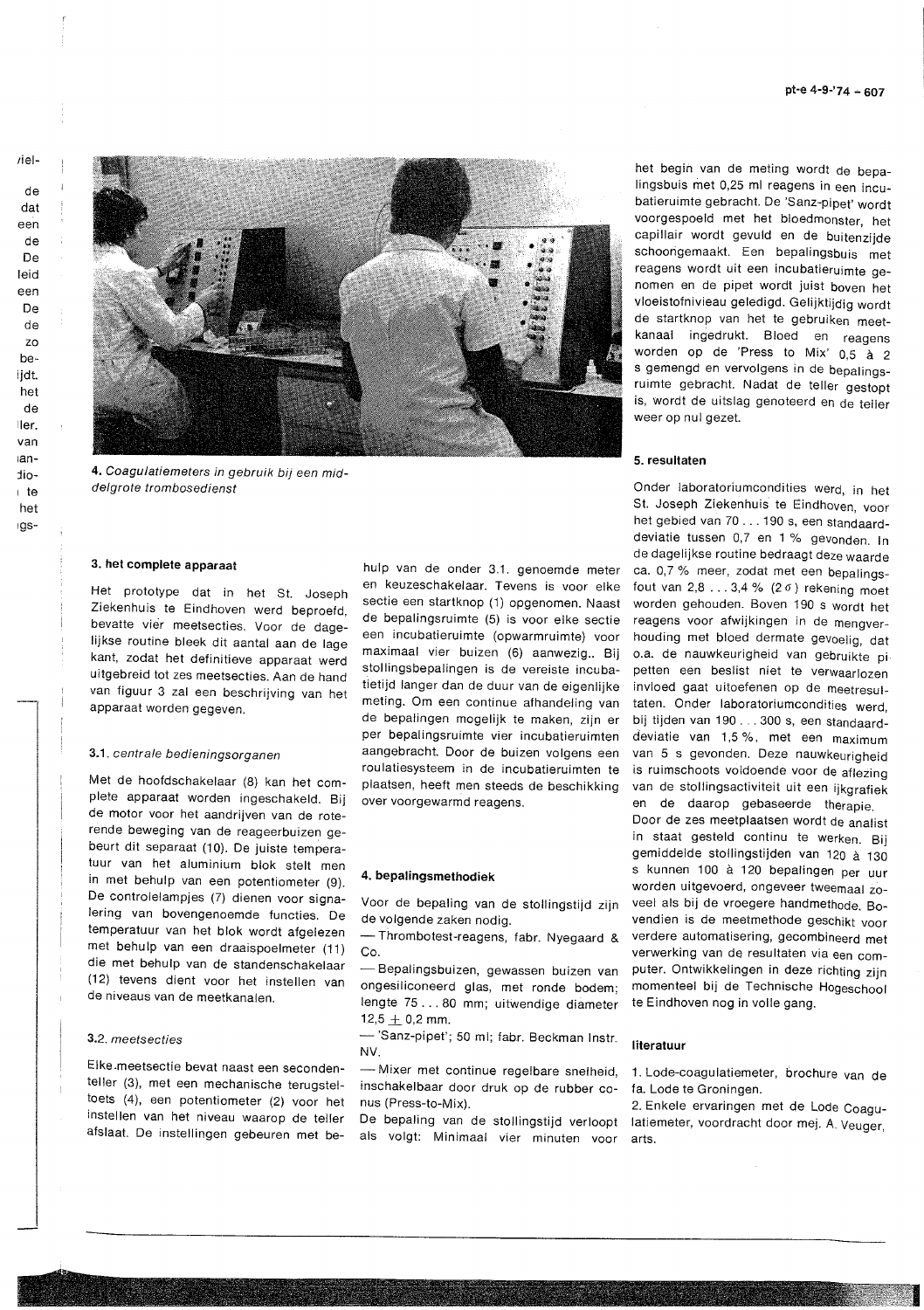4. *Coagulatiemeters in gebruik bij een middelgrote trombosedienst*

## 3. het complete apparaat

Het prototype dat in het St. Joseph Ziekenhuis te Eindhoven werd beproefd, bevatte vier meetsecties. Voor de dagelijkse routine bleek dit aantal aan de lage kant, zodat het definitieve apparaat werd uitgebreid tot zes meetsecties. Aan de hand van figuur 3 zal een beschrijving van het apparaat worden gegeven.

### 3.1. *centrale bedieningsorganen*

Met de hoofdschakelaar (8) kan het complete apparaat worden ingeschakeld. Bij de motor voor het aandrijven van de roterende beweging van de reageerbuizen gebeurt dit separaat (10). De juiste temperatuur van het aluminium blok stelt men in met behulp van een potentiometer (9). De controlelampjes (7) dienen voor signalering van bovengenoemde functies. De temperatuur van het blok wordt afgelezen met behulp van een draaispoelmeter (11) die met behulp van de standenschakelaar (12) tevens dient voor het instellen van de niveaus van de meetkanalen.

### 3.2. *meetsecties*

Elke meetsectie bevat naast een secondenteller (3), met een mechanische terugsteltoets (4), een potentiometer (2) voor het instellen van het niveau waarop de teller afslaat. De instellingen gebeuren met behulp van de onder 3.1. genoemde meter en keuzeschakelaar. Tevens is voor elke sectie een startknop (1) opgenomen. Naast de bepalingsruimte (5) is voor elke sectie een incubatieruimte (opwarmruimte) voor maximaal vier buizen (6) aanwezig.. Bij stollingsbepalingen is de vereiste incubatietijd langer dan de duur van de eigenlijke meting. Om een continue afhandeling van de bepalingen mogelijk te maken, zijn er per bepalingsruimte vier incubatieruimten aangebracht. Door de buizen volgens een roulatiesysteem in de incubatieruimten te plaatsen, heeft men steeds de beschikking over voorgewarmd reagens.

## 4. bepalingsmethodiek

Voor de bepaling van de stollingstijd zijn de volgende zaken nodig.

— Thrombotest-reagens, fabr. Nyegaard & Co.

— Bepalingsbuizen, gewassen buizen van ongesiliconeerd glas, met ronde bodem; lengte 75 ... 80 mm; uitwendige diameter 12,5 $\pm$ 0,2 mm.

— 'Sanz-pipet'; 50 ml; fabr. Beckman Instr. NV.

— Mixer met continue regelbare snelheid, inschakelbaar door druk op de rubber conus (Press-to-Mix).

De bepaling van de stollingstijd verloopt als volgt: Minimaal vier minuten voor het begin van de meting wordt de bepalingsbuis met 0,25 ml reagens in een incubatieruimte gebracht. De 'Sanz-pipet' wordt voorgespoeld met het bloedmonster, het capillair wordt gevuld en de buitenzijde schoongemaakt. Een bepalingsbuis met reagens wordt uit een incubatieruimte genomen en de pipet wordt juist boven het vloeistofniveau geledigd. Gelijktijdig wordt de startknop van het te gebruiken meetkanaal ingedrukt. Bloed en reagens worden op de 'Press to Mix' 0,5 à 2 s gemengd en vervolgens in de bepalingsruimte gebracht. Nadat de teller gestopt is, wordt de uitslag genoteerd en de teller weer op nul gezet.

## 5. resultaten

Onder laboratoriumcondities werd, in het St. Joseph Ziekenhuis te Eindhoven, voor het gebied van 70 ... 190 s, een standaarddeviatie tussen 0,7 en 1 % gevonden. In de dagelijkse routine bedraagt deze waarde ca. 0,7 % meer, zodat met een bepalingsfout van 2,8 ... 3,4 % ($2\sigma$) rekening moet worden gehouden. Boven 190 s wordt het reagens voor afwijkingen in de mengverhouding met bloed dermate gevoelig, dat o.a. de nauwkeurigheid van gebruikte pipetten een beslist niet te verwaarlozen invloed gaat uitoefenen op de meetresultaten. Onder laboratoriumcondities werd, bij tijden van 190 ... 300 s, een standaarddeviatie van 1,5 %, met een maximum van 5 s gevonden. Deze nauwkeurigheid is ruimschoots voldoende voor de aflezing van de stollingsactiviteit uit een ijkgrafiek en de daarop gebaseerde therapie.

Door de zes meetplaatsen wordt de analist in staat gesteld continu te werken. Bij gemiddelde stollingstijden van 120 à 130 s kunnen 100 à 120 bepalingen per uur worden uitgevoerd, ongeveer tweemaal zoveel als bij de vroegere handmethode. Bovendien is de meetmethode geschikt voor verdere automatisering, gecombineerd met verwerking van de resultaten via een computer. Ontwikkelingen in deze richting zijn momenteel bij de Technische Hogeschool te Eindhoven nog in volle gang.

## literatuur

1. Lode-coagulatiemeter, brochure van de fa. Lode te Groningen.
2. Enkele ervaringen met de Lode Coagulatiemeter, voordracht door mej. A. Veuger, arts.